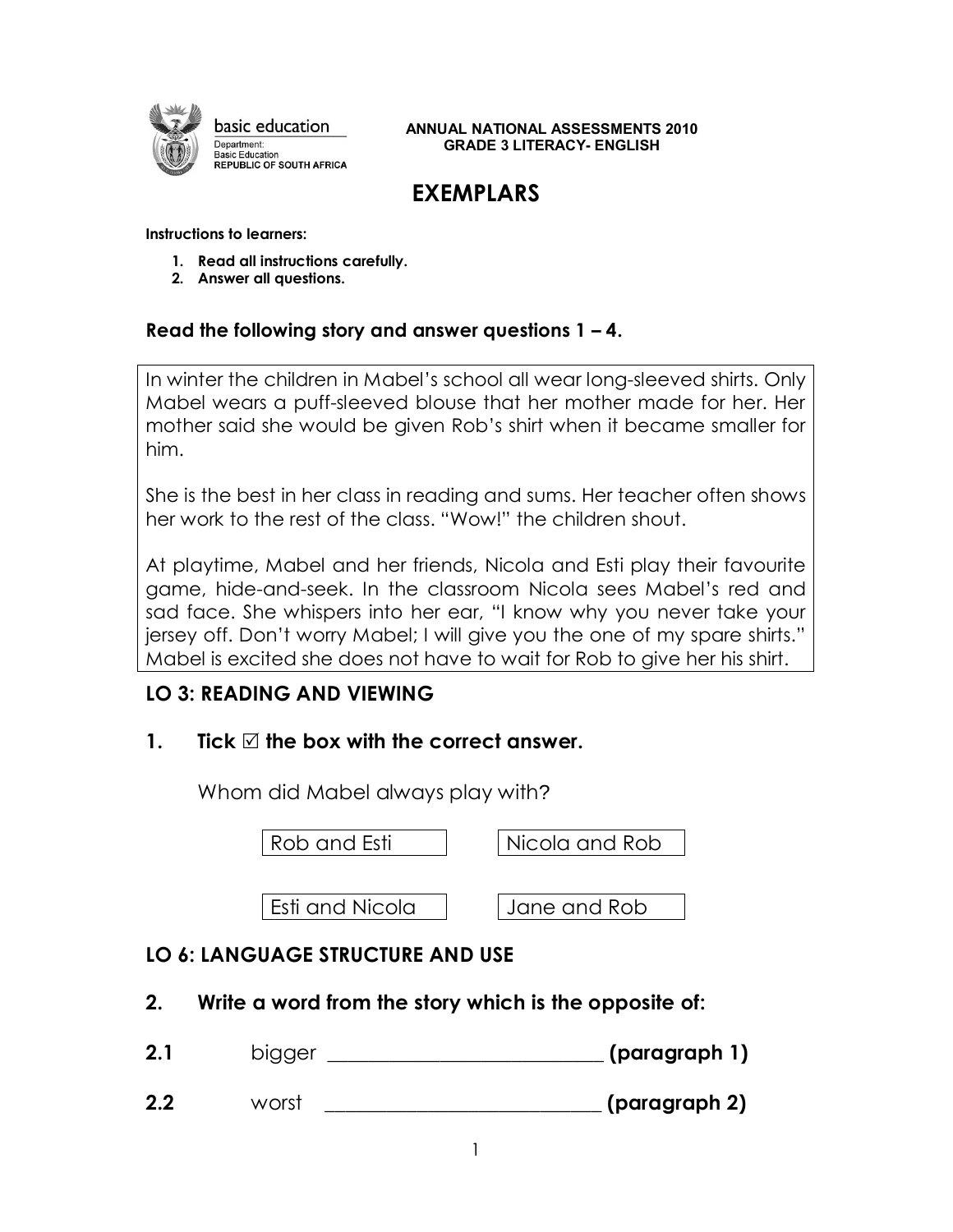basic education

Department:
Basic Education
REPUBLIC OF SOUTH AFRICA

**ANNUAL NATIONAL ASSESSMENTS 2010**
**GRADE 3 LITERACY- ENGLISH**

# EXEMPLARS

**Instructions to learners:**

1. **Read all instructions carefully.**
2. **Answer all questions.**

**Read the following story and answer questions 1 – 4.**

> In winter the children in Mabel's school all wear long-sleeved shirts. Only Mabel wears a puff-sleeved blouse that her mother made for her. Her mother said she would be given Rob's shirt when it became smaller for him.
>
> She is the best in her class in reading and sums. Her teacher often shows her work to the rest of the class. "Wow!" the children shout.
>
> At playtime, Mabel and her friends, Nicola and Esti play their favourite game, hide-and-seek. In the classroom Nicola sees Mabel's red and sad face. She whispers into her ear, "I know why you never take your jersey off. Don't worry Mabel; I will give you the one of my spare shirts." Mabel is excited she does not have to wait for Rob to give her his shirt.

## LO 3: READING AND VIEWING

**1. Tick ☑ the box with the correct answer.**

Whom did Mabel always play with?

| | |
|---|---|
| Rob and Esti | Nicola and Rob |
| Esti and Nicola | Jane and Rob |

## LO 6: LANGUAGE STRUCTURE AND USE

**2. Write a word from the story which is the opposite of:**

**2.1** bigger ____________________________ **(paragraph 1)**

**2.2** worst ____________________________ **(paragraph 2)**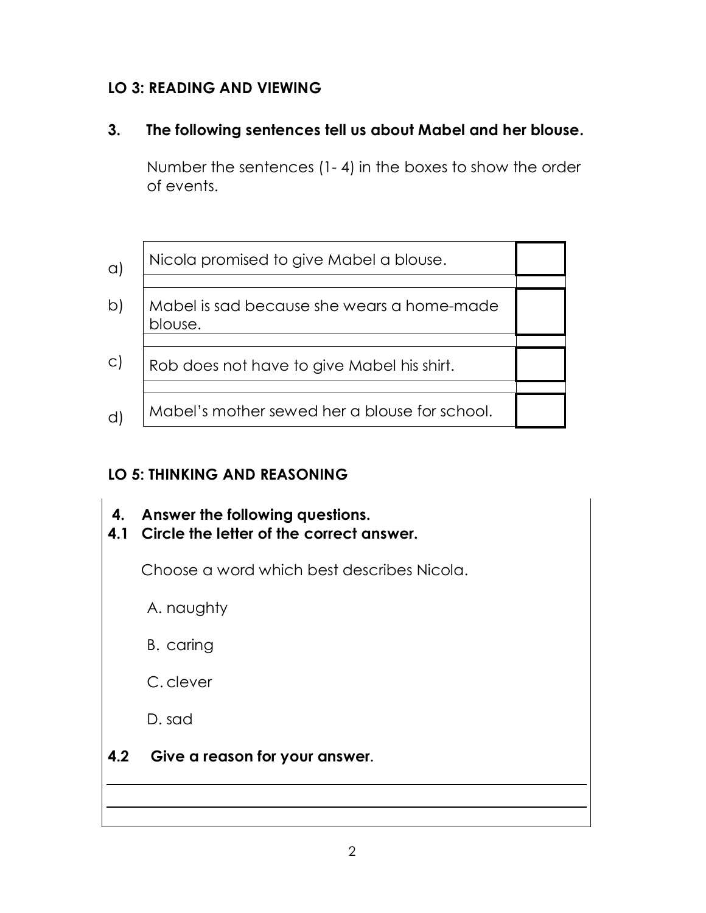## LO 3: READING AND VIEWING

**3. The following sentences tell us about Mabel and her blouse.**

Number the sentences (1- 4) in the boxes to show the order of events.

| | | |
|---|---|---|
| a) | Nicola promised to give Mabel a blouse. | |
| b) | Mabel is sad because she wears a home-made blouse. | |
| c) | Rob does not have to give Mabel his shirt. | |
| d) | Mabel's mother sewed her a blouse for school. | |

## LO 5: THINKING AND REASONING

**4. Answer the following questions.**

**4.1 Circle the letter of the correct answer.**

Choose a word which best describes Nicola.

A. naughty

B. caring

C. clever

D. sad

**4.2 Give a reason for your answer.**

______________________________________________________________

______________________________________________________________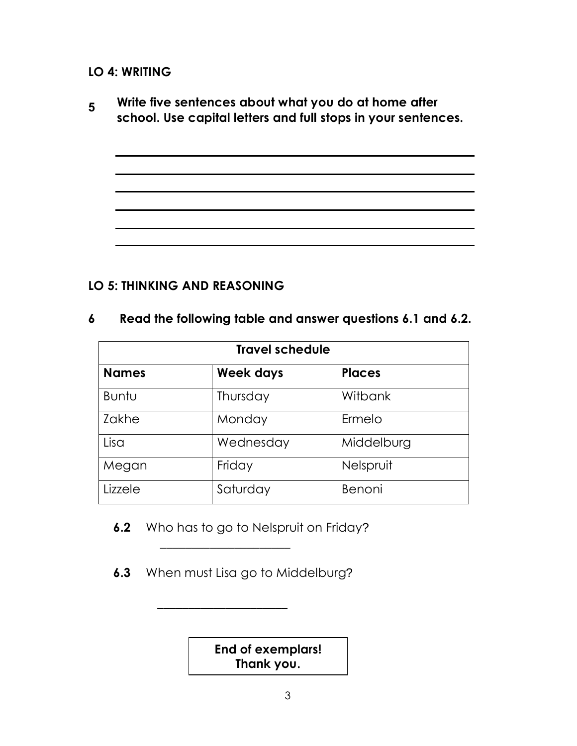## LO 4: WRITING

**5** **Write five sentences about what you do at home after school. Use capital letters and full stops in your sentences.**

______________________________________________

______________________________________________

______________________________________________

______________________________________________

______________________________________________

______________________________________________

## LO 5: THINKING AND REASONING

**6** **Read the following table and answer questions 6.1 and 6.2.**

| **Travel schedule** | | |
|---|---|---|
| **Names** | **Week days** | **Places** |
| Buntu | Thursday | Witbank |
| Zakhe | Monday | Ermelo |
| Lisa | Wednesday | Middelburg |
| Megan | Friday | Nelspruit |
| Lizzele | Saturday | Benoni |

**6.2** Who has to go to Nelspruit on Friday?

______________________

**6.3** When must Lisa go to Middelburg?

______________________

**End of exemplars!**
**Thank you.**